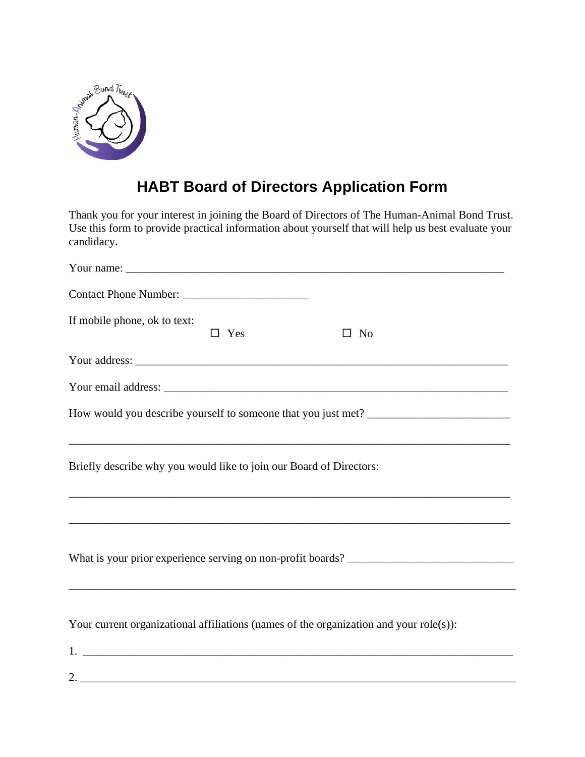# HABT Board of Directors Application Form

Thank you for your interest in joining the Board of Directors of The Human-Animal Bond Trust. Use this form to provide practical information about yourself that will help us best evaluate your candidacy.

Your name: ___________________________________________________________________

Contact Phone Number: ______________________

If mobile phone, ok to text:

☐ Yes ☐ No

Your address: _________________________________________________________________

Your email address: _____________________________________________________________

How would you describe yourself to someone that you just met? ________________________

_____________________________________________________________________________

Briefly describe why you would like to join our Board of Directors:

_____________________________________________________________________________

_____________________________________________________________________________

What is your prior experience serving on non-profit boards? ____________________________

_____________________________________________________________________________

Your current organizational affiliations (names of the organization and your role(s)):

1. ___________________________________________________________________________

2. ___________________________________________________________________________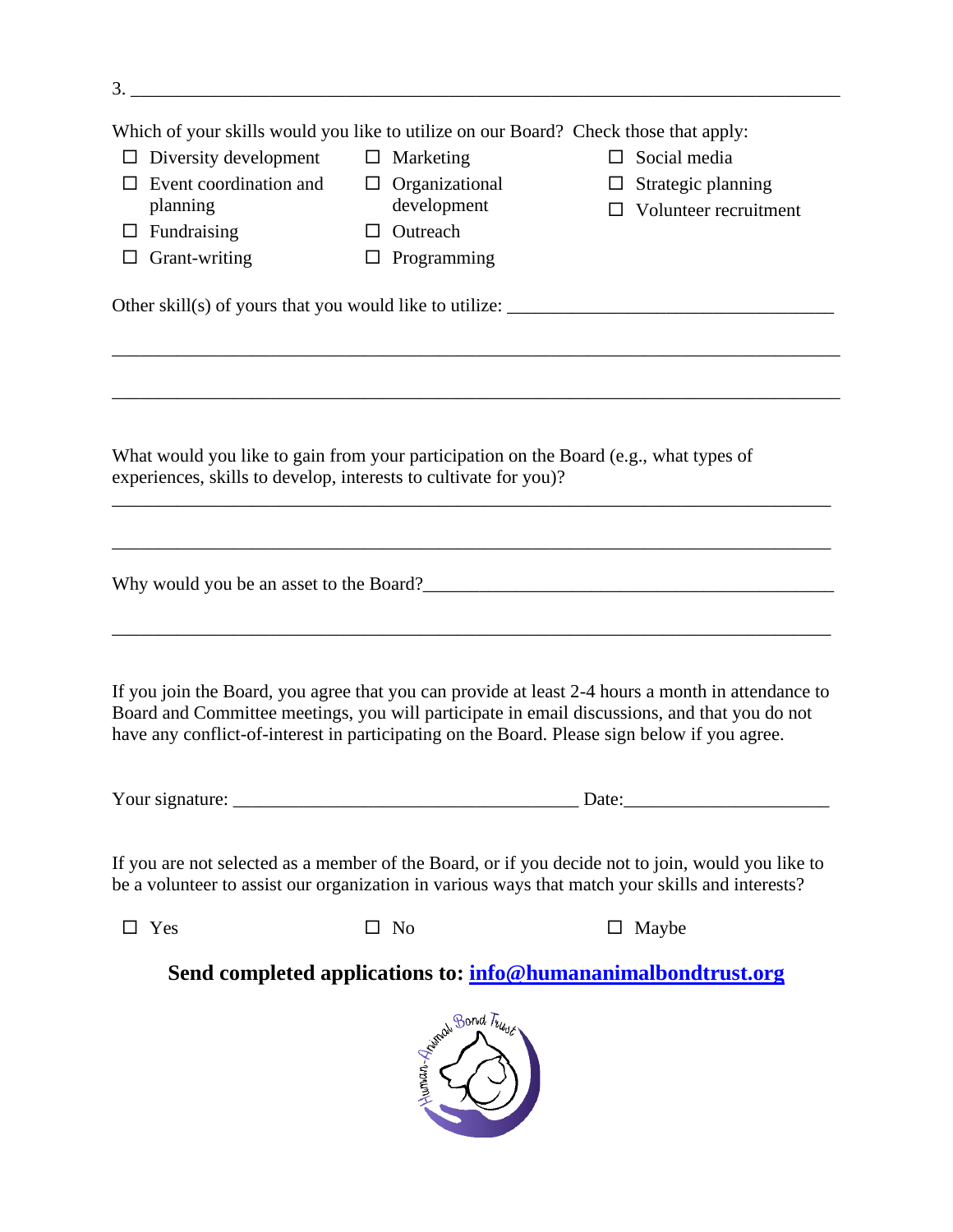3. ______________________________________________________________________

Which of your skills would you like to utilize on our Board? Check those that apply:

- ☐ Diversity development
- ☐ Event coordination and planning
- ☐ Fundraising
- ☐ Grant-writing
- ☐ Marketing
- ☐ Organizational development
- ☐ Outreach
- ☐ Programming
- ☐ Social media
- ☐ Strategic planning
- ☐ Volunteer recruitment

Other skill(s) of yours that you would like to utilize: ___________________________________

______________________________________________________________________

______________________________________________________________________

What would you like to gain from your participation on the Board (e.g., what types of experiences, skills to develop, interests to cultivate for you)?

______________________________________________________________________

______________________________________________________________________

Why would you be an asset to the Board?_____________________________________________

______________________________________________________________________

If you join the Board, you agree that you can provide at least 2-4 hours a month in attendance to Board and Committee meetings, you will participate in email discussions, and that you do not have any conflict-of-interest in participating on the Board. Please sign below if you agree.

Your signature: _____________________________________ Date:_____________________

If you are not selected as a member of the Board, or if you decide not to join, would you like to be a volunteer to assist our organization in various ways that match your skills and interests?

☐ Yes ☐ No ☐ Maybe

**Send completed applications to: info@humananimalbondtrust.org**

Human-Animal Bond Trust